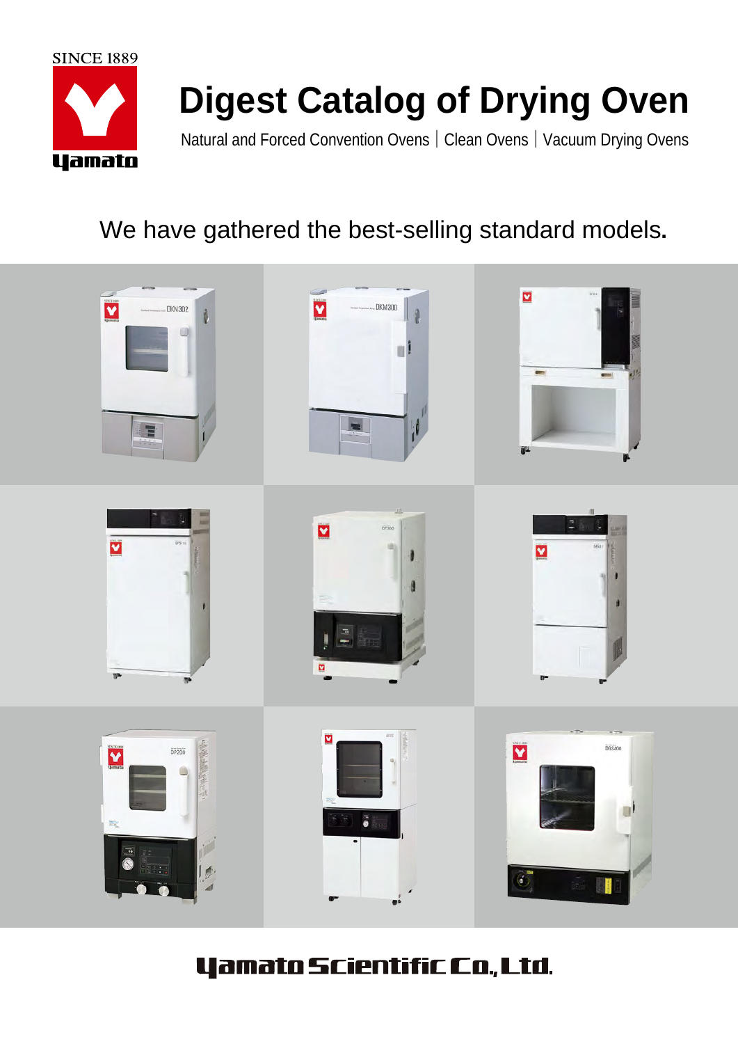SINCE 1889

Yamato

# Digest Catalog of Drying Oven

Natural and Forced Convention Ovens | Clean Ovens | Vacuum Drying Ovens

We have gathered the best-selling standard models.

Yamato Scientific Co.,Ltd.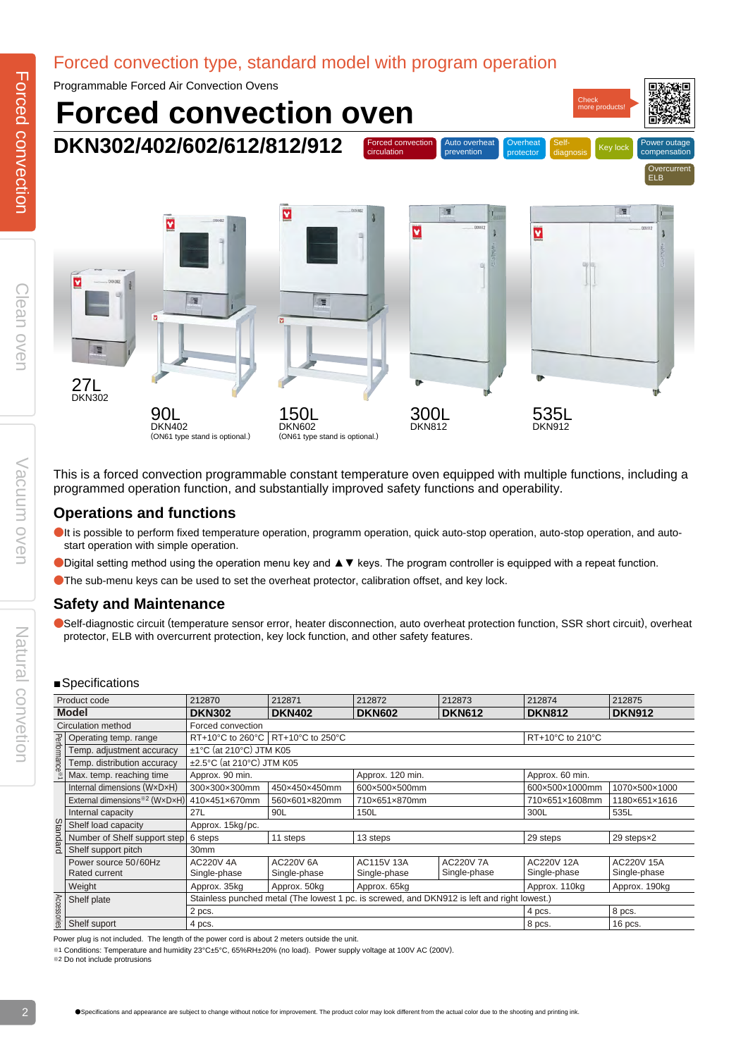# Forced convection type, standard model with program operation

Programmable Forced Air Convection Ovens

# Forced convection oven

## DKN302/402/602/612/812/912

Forced convection circulation | Auto overheat prevention | Overheat protector | Self-diagnosis | Key lock | Power outage compensation | Overcurrent ELB

Check more products!

27L
DKN302

90L
DKN402
(ON61 type stand is optional.)

150L
DKN602
(ON61 type stand is optional.)

300L
DKN812

535L
DKN912

This is a forced convection programmable constant temperature oven equipped with multiple functions, including a programmed operation function, and substantially improved safety functions and operability.

### Operations and functions

- It is possible to perform fixed temperature operation, programm operation, quick auto-stop operation, auto-stop operation, and auto-start operation with simple operation.
- Digital setting method using the operation menu key and ▲▼ keys. The program controller is equipped with a repeat function.
- The sub-menu keys can be used to set the overheat protector, calibration offset, and key lock.

### Safety and Maintenance

- Self-diagnostic circuit (temperature sensor error, heater disconnection, auto overheat protection function, SSR short circuit), overheat protector, ELB with overcurrent protection, key lock function, and other safety features.

■Specifications

| | Product code | 212870 | 212871 | 212872 | 212873 | 212874 | 212875 |
|---|---|---|---|---|---|---|---|
| | **Model** | **DKN302** | **DKN402** | **DKN602** | **DKN612** | **DKN812** | **DKN912** |
| | Circulation method | Forced convection | | | | | |
| Performance※1 | Operating temp. range | RT+10°C to 260°C | RT+10°C to 250°C | | | RT+10°C to 210°C | |
| | Temp. adjustment accuracy | ±1°C (at 210°C) JTM K05 | | | | | |
| | Temp. distribution accuracy | ±2.5°C (at 210°C) JTM K05 | | | | | |
| | Max. temp. reaching time | Approx. 90 min. | | Approx. 120 min. | | Approx. 60 min. | |
| Standard | Internal dimensions (W×D×H) | 300×300×300mm | 450×450×450mm | 600×500×500mm | | 600×500×1000mm | 1070×500×1000 |
| | External dimensions※2 (W×D×H) | 410×451×670mm | 560×601×820mm | 710×651×870mm | | 710×651×1608mm | 1180×651×1616 |
| | Internal capacity | 27L | 90L | 150L | | 300L | 535L |
| | Shelf load capacity | Approx. 15kg/pc. | | | | | |
| | Number of Shelf support step | 6 steps | 11 steps | 13 steps | | 29 steps | 29 steps×2 |
| | Shelf support pitch | 30mm | | | | | |
| | Power source 50/60Hz Rated current | AC220V 4A Single-phase | AC220V 6A Single-phase | AC115V 13A Single-phase | AC220V 7A Single-phase | AC220V 12A Single-phase | AC220V 15A Single-phase |
| | Weight | Approx. 35kg | Approx. 50kg | Approx. 65kg | | Approx. 110kg | Approx. 190kg |
| Accessories | Shelf plate | Stainless punched metal (The lowest 1 pc. is screwed, and DKN912 is left and right lowest.) | | | | | |
| | | 2 pcs. | | | | 4 pcs. | 8 pcs. |
| | Shelf suport | 4 pcs. | | | | 8 pcs. | 16 pcs. |

Power plug is not included. The length of the power cord is about 2 meters outside the unit.
※1 Conditions: Temperature and humidity 23°C±5°C, 65%RH±20% (no load). Power supply voltage at 100V AC (200V).
※2 Do not include protrusions

●Specifications and appearance are subject to change without notice for improvement. The product color may look different from the actual color due to the shooting and printing ink.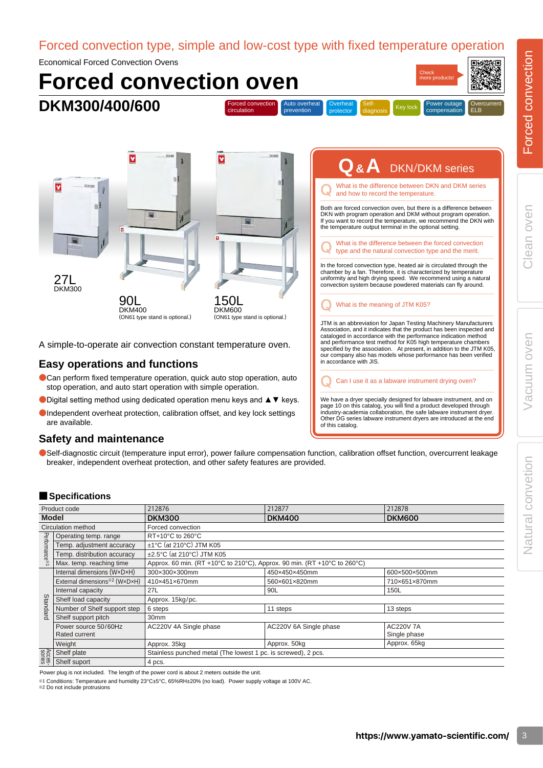Forced convection type, simple and low-cost type with fixed temperature operation

Economical Forced Convection Ovens

# Forced convection oven

## DKM300/400/600

Forced convection circulation | Auto overheat prevention | Overheat protector | Self-diagnosis | Key lock | Power outage compensation | Overcurrent ELB

Check more products!

27L
DKM300

90L
DKM400
(ON61 type stand is optional.)

150L
DKM600
(ON61 type stand is optional.)

A simple-to-operate air convection constant temperature oven.

### Easy operations and functions

- Can perform fixed temperature operation, quick auto stop operation, auto stop operation, and auto start operation with simple operation.
- Digital setting method using dedicated operation menu keys and ▲▼ keys.
- Independent overheat protection, calibration offset, and key lock settings are available.

### Safety and maintenance

- Self-diagnostic circuit (temperature input error), power failure compensation function, calibration offset function, overcurrent leakage breaker, independent overheat protection, and other safety features are provided.

## Q & A DKN/DKM series

**Q** What is the difference between DKN and DKM series and how to record the temperature.

Both are forced convection oven, but there is a difference between DKN with program operation and DKM without program operation. If you want to record the temperature, we recommend the DKN with the temperature output terminal in the optional setting.

**Q** What is the difference between the forced convection type and the natural convection type and the merit.

In the forced convection type, heated air is circulated through the chamber by a fan. Therefore, it is characterized by temperature uniformity and high drying speed. We recommend using a natural convection system because powdered materials can fly around.

**Q** What is the meaning of JTM K05?

JTM is an abbreviation for Japan Testing Machinery Manufacturers Association, and it indicates that the product has been inspected and cataloged in accordance with the performance indication method and performance test method for K05 high temperature chambers specified by the association. At present, in addition to the JTM K05, our company also has models whose performance has been verified in accordance with JIS.

**Q** Can I use it as a labware instrument drying oven?

We have a dryer specially designed for labware instrument, and on page 10 on this catalog, you will find a product developed through industry-academia collaboration, the safe labware instrument dryer. Other DG series labware instrument dryers are introduced at the end of this catalog.

### ■ Specifications

| | Product code | 212876 | 212877 | 212878 |
|---|---|---|---|---|
| | **Model** | **DKM300** | **DKM400** | **DKM600** |
| | Circulation method | Forced convection | | |
| Performance[※1] | Operating temp. range | RT+10°C to 260°C | | |
| | Temp. adjustment accuracy | ±1°C (at 210°C) JTM K05 | | |
| | Temp. distribution accuracy | ±2.5°C (at 210°C) JTM K05 | | |
| | Max. temp. reaching time | Approx. 60 min. (RT +10°C to 210°C), Approx. 90 min. (RT +10°C to 260°C) | | |
| Standard | Internal dimensions (W×D×H) | 300×300×300mm | 450×450×450mm | 600×500×500mm |
| | External dimensions[※2] (W×D×H) | 410×451×670mm | 560×601×820mm | 710×651×870mm |
| | Internal capacity | 27L | 90L | 150L |
| | Shelf load capacity | Approx. 15kg/pc. | | |
| | Number of Shelf support step | 6 steps | 11 steps | 13 steps |
| | Shelf support pitch | 30mm | | |
| | Power source 50/60Hz Rated current | AC220V 4A Single phase | AC220V 6A Single phase | AC220V 7A Single phase |
| | Weight | Approx. 35kg | Approx. 50kg | Approx. 65kg |
| Accessories | Shelf plate | Stainless punched metal (The lowest 1 pc. is screwed), 2 pcs. | | |
| | Shelf suport | 4 pcs. | | |

Power plug is not included. The length of the power cord is about 2 meters outside the unit.

※1 Conditions: Temperature and humidity 23°C±5°C, 65%RH±20% (no load). Power supply voltage at 100V AC.
※2 Do not include protrusions

https://www.yamato-scientific.com/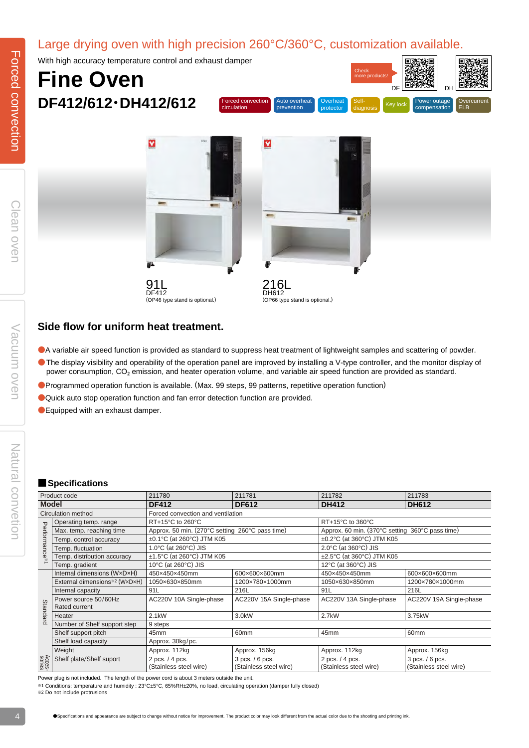Large drying oven with high precision 260°C/360°C, customization available.

With high accuracy temperature control and exhaust damper

# Fine Oven

## DF412/612・DH412/612

Forced convection circulation | Auto overheat prevention | Overheat protector | Self-diagnosis | Key lock | Power outage compensation | Overcurrent ELB

Check more products! DF DH

91L
DF412
(OP46 type stand is optional.)

216L
DH612
(OP66 type stand is optional.)

## Side flow for uniform heat treatment.

- A variable air speed function is provided as standard to suppress heat treatment of lightweight samples and scattering of powder.
- The display visibility and operability of the operation panel are improved by installing a V-type controller, and the monitor display of power consumption, $CO_2$ emission, and heater operation volume, and variable air speed function are provided as standard.
- Programmed operation function is available. (Max. 99 steps, 99 patterns, repetitive operation function)
- Quick auto stop operation function and fan error detection function are provided.
- Equipped with an exhaust damper.

### Specifications

| | | | | | |
|---|---|---|---|---|---|
| Product code | | 211780 | 211781 | 211782 | 211783 |
| **Model** | | **DF412** | **DF612** | **DH412** | **DH612** |
| Circulation method | | Forced convection and ventilation | | | |
| Performance※1 | Operating temp. range | RT+15°C to 260°C | | RT+15°C to 360°C | |
| | Max. temp. reaching time | Approx. 50 min. (270°C setting 260°C pass time) | | Approx. 60 min. (370°C setting 360°C pass time) | |
| | Temp. control accuracy | ±0.1°C (at 260°C) JTM K05 | | ±0.2°C (at 360°C) JTM K05 | |
| | Temp. fluctuation | 1.0°C (at 260°C) JIS | | 2.0°C (at 360°C) JIS | |
| | Temp. distribution accuracy | ±1.5°C (at 260°C) JTM K05 | | ±2.5°C (at 360°C) JTM K05 | |
| | Temp. gradient | 10°C (at 260°C) JIS | | 12°C (at 360°C) JIS | |
| Standard | Internal dimensions (W×D×H) | 450×450×450mm | 600×600×600mm | 450×450×450mm | 600×600×600mm |
| | External dimensions※2 (W×D×H) | 1050×630×850mm | 1200×780×1000mm | 1050×630×850mm | 1200×780×1000mm |
| | Internal capacity | 91L | 216L | 91L | 216L |
| | Power source 50/60Hz Rated current | AC220V 10A Single-phase | AC220V 15A Single-phase | AC220V 13A Single-phase | AC220V 19A Single-phase |
| | Heater | 2.1kW | 3.0kW | 2.7kW | 3.75kW |
| | Number of Shelf support step | 9 steps | | | |
| | Shelf support pitch | 45mm | 60mm | 45mm | 60mm |
| | Shelf load capacity | Approx. 30kg/pc. | | | |
| | Weight | Approx. 112kg | Approx. 156kg | Approx. 112kg | Approx. 156kg |
| Accessories | Shelf plate/Shelf suport | 2 pcs. / 4 pcs. (Stainless steel wire) | 3 pcs. / 6 pcs. (Stainless steel wire) | 2 pcs. / 4 pcs. (Stainless steel wire) | 3 pcs. / 6 pcs. (Stainless steel wire) |

Power plug is not included. The length of the power cord is about 3 meters outside the unit.

※1 Conditions: temperature and humidity : 23°C±5°C, 65%RH±20%, no load, circulating operation (damper fully closed)

※2 Do not include protrusions

●Specifications and appearance are subject to change without notice for improvement. The product color may look different from the actual color due to the shooting and printing ink.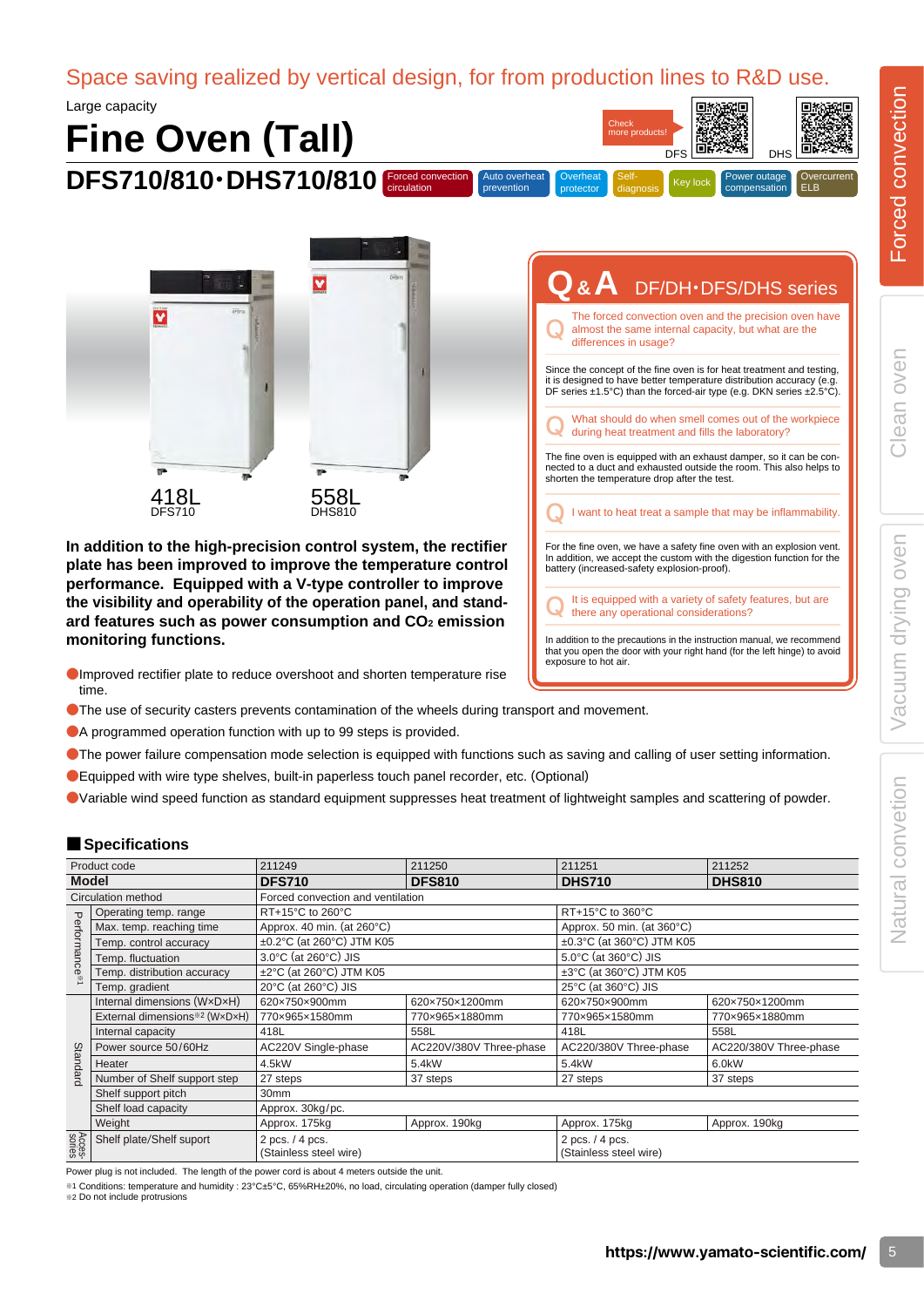Space saving realized by vertical design, for from production lines to R&D use.

Large capacity

# Fine Oven (Tall)

## DFS710/810･DHS710/810

Forced convection circulation | Auto overheat prevention | Overheat protector | Self-diagnosis | Key lock | Power outage compensation | Overcurrent ELB

Check more products! DFS DHS

418L
DFS710

558L
DHS810

**In addition to the high-precision control system, the rectifier plate has been improved to improve the temperature control performance. Equipped with a V-type controller to improve the visibility and operability of the operation panel, and standard features such as power consumption and $CO_2$ emission monitoring functions.**

- Improved rectifier plate to reduce overshoot and shorten temperature rise time.
- The use of security casters prevents contamination of the wheels during transport and movement.
- A programmed operation function with up to 99 steps is provided.
- The power failure compensation mode selection is equipped with functions such as saving and calling of user setting information.
- Equipped with wire type shelves, built-in paperless touch panel recorder, etc. (Optional)
- Variable wind speed function as standard equipment suppresses heat treatment of lightweight samples and scattering of powder.

## Q&A DF/DH･DFS/DHS series

**Q** The forced convection oven and the precision oven have almost the same internal capacity, but what are the differences in usage?

Since the concept of the fine oven is for heat treatment and testing, it is designed to have better temperature distribution accuracy (e.g. DF series ±1.5°C) than the forced-air type (e.g. DKN series ±2.5°C).

**Q** What should do when smell comes out of the workpiece during heat treatment and fills the laboratory?

The fine oven is equipped with an exhaust damper, so it can be connected to a duct and exhausted outside the room. This also helps to shorten the temperature drop after the test.

**Q** I want to heat treat a sample that may be inflammability.

For the fine oven, we have a safety fine oven with an explosion vent. In addition, we accept the custom with the digestion function for the battery (increased-safety explosion-proof).

**Q** It is equipped with a variety of safety features, but are there any operational considerations?

In addition to the precautions in the instruction manual, we recommend that you open the door with your right hand (for the left hinge) to avoid exposure to hot air.

## Specifications

| | Product code | 211249 | 211250 | 211251 | 211252 |
|---|---|---|---|---|---|
| | **Model** | **DFS710** | **DFS810** | **DHS710** | **DHS810** |
| | Circulation method | Forced convection and ventilation | | | |
| Performance※1 | Operating temp. range | RT+15°C to 260°C | | RT+15°C to 360°C | |
| | Max. temp. reaching time | Approx. 40 min. (at 260°C) | | Approx. 50 min. (at 360°C) | |
| | Temp. control accuracy | ±0.2°C (at 260°C) JTM K05 | | ±0.3°C (at 360°C) JTM K05 | |
| | Temp. fluctuation | 3.0°C (at 260°C) JIS | | 5.0°C (at 360°C) JIS | |
| | Temp. distribution accuracy | ±2°C (at 260°C) JTM K05 | | ±3°C (at 360°C) JTM K05 | |
| | Temp. gradient | 20°C (at 260°C) JIS | | 25°C (at 360°C) JIS | |
| Standard | Internal dimensions (W×D×H) | 620×750×900mm | 620×750×1200mm | 620×750×900mm | 620×750×1200mm |
| | External dimensions※2 (W×D×H) | 770×965×1580mm | 770×965×1880mm | 770×965×1580mm | 770×965×1880mm |
| | Internal capacity | 418L | 558L | 418L | 558L |
| | Power source 50/60Hz | AC220V Single-phase | AC220V/380V Three-phase | AC220/380V Three-phase | AC220/380V Three-phase |
| | Heater | 4.5kW | 5.4kW | 5.4kW | 6.0kW |
| | Number of Shelf support step | 27 steps | 37 steps | 27 steps | 37 steps |
| | Shelf support pitch | 30mm | | | |
| | Shelf load capacity | Approx. 30kg/pc. | | | |
| | Weight | Approx. 175kg | Approx. 190kg | Approx. 175kg | Approx. 190kg |
| Accessories | Shelf plate/Shelf support | 2 pcs. / 4 pcs. (Stainless steel wire) | | 2 pcs. / 4 pcs. (Stainless steel wire) | |

Power plug is not included. The length of the power cord is about 4 meters outside the unit.

※1 Conditions: temperature and humidity : 23°C±5°C, 65%RH±20%, no load, circulating operation (damper fully closed)

※2 Do not include protrusions

https://www.yamato-scientific.com/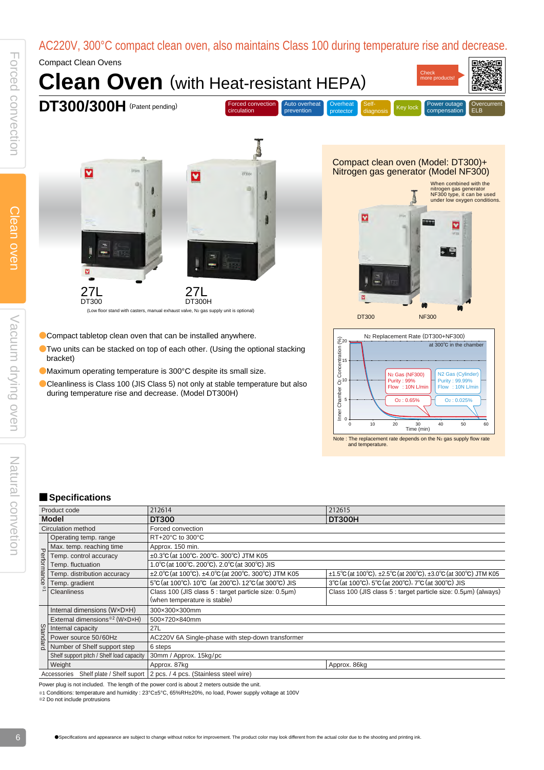AC220V, 300°C compact clean oven, also maintains Class 100 during temperature rise and decrease.

Compact Clean Ovens

# Clean Oven (with Heat-resistant HEPA)

## DT300/300H (Patent pending)

Forced convection circulation | Auto overheat prevention | Overheat protector | Self-diagnosis | Key lock | Power outage compensation | Overcurrent ELB

Check more products!

27L
DT300

27L
DT300H

(Low floor stand with casters, manual exhaust valve, $N_2$ gas supply unit is optional)

- Compact tabletop clean oven that can be installed anywhere.
- Two units can be stacked on top of each other. (Using the optional stacking bracket)
- Maximum operating temperature is 300°C despite its small size.
- Cleanliness is Class 100 (JIS Class 5) not only at stable temperature but also during temperature rise and decrease. (Model DT300H)

Compact clean oven (Model: DT300)+ Nitrogen gas generator (Model NF300)

When combined with the nitrogen gas generator NF300 type, it can be used under low oxygen conditions.

DT300 NF300

$N_2$ Replacement Rate (DT300+NF300)
at 300°C in the chamber

Inner Chamber $O_2$ Concentration (%) / Time (min)

$N_2$ Gas (NF300) Purity : 99% Flow : 10N L/min — $O_2$ : 0.65%

$N_2$ Gas (Cylinder) Purity : 99.99% Flow : 10N L/min — $O_2$ : 0.025%

Note : The replacement rate depends on the $N_2$ gas supply flow rate and temperature.

## Specifications

| | | | |
|---|---|---|---|
| Product code | | 212614 | 212615 |
| **Model** | | **DT300** | **DT300H** |
| Circulation method | | Forced convection | |
| Performance※1 | Operating temp. range | RT+20°C to 300°C | |
| | Max. temp. reaching time | Approx. 150 min. | |
| | Temp. control accuracy | ±0.3℃(at 100℃, 200℃, 300℃) JTM K05 | |
| | Temp. fluctuation | 1.0℃(at 100℃, 200℃), 2.0℃(at 300℃) JIS | |
| | Temp. distribution accuracy | ±2.0℃(at 100℃), ±4.0℃(at 200℃, 300℃) JTM K05 | ±1.5℃(at 100℃), ±2.5℃(at 200℃), ±3.0℃(at 300℃) JTM K05 |
| | Temp. gradient | 5℃(at 100℃), 10℃ (at 200℃), 12℃(at 300℃) JIS | 3℃(at 100℃), 5℃(at 200℃), 7℃(at 300℃) JIS |
| | Cleanliness | Class 100 (JIS class 5 : target particle size: 0.5μm) (when temperature is stable) | Class 100 (JIS class 5 : target particle size: 0.5μm) (always) |
| Standard | Internal dimensions (W×D×H) | 300×300×300mm | |
| | External dimensions※2 (W×D×H) | 500×720×840mm | |
| | Internal capacity | 27L | |
| | Power source 50/60Hz | AC220V 6A Single-phase with step-down transformer | |
| | Number of Shelf support step | 6 steps | |
| | Shelf support pitch / Shelf load capacity | 30mm / Approx. 15kg/pc | |
| | Weight | Approx. 87kg | Approx. 86kg |
| Accessories | Shelf plate / Shelf suport | 2 pcs. / 4 pcs. (Stainless steel wire) | |

Power plug is not included. The length of the power cord is about 2 meters outside the unit.

※1 Conditions: temperature and humidity : 23°C±5°C, 65%RH±20%, no load, Power supply voltage at 100V

※2 Do not include protrusions

●Specifications and appearance are subject to change without notice for improvement. The product color may look different from the actual color due to the shooting and printing ink.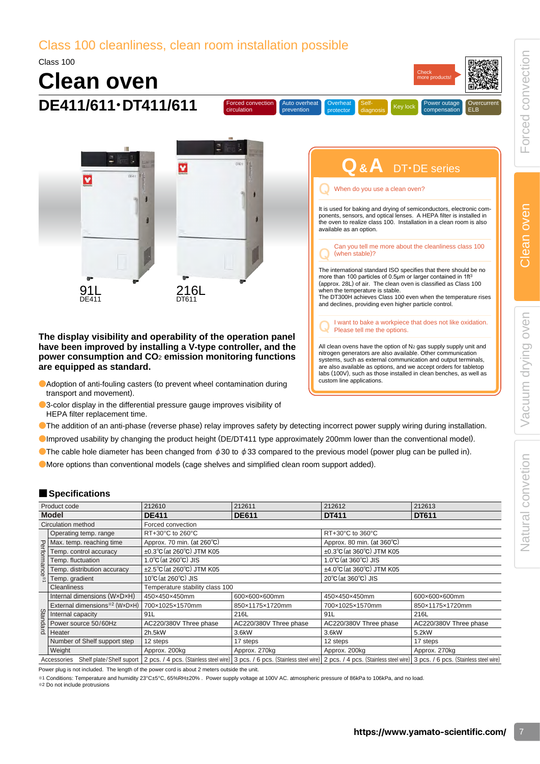Class 100 cleanliness, clean room installation possible

Class 100

# Clean oven

## DE411/611・DT411/611

Forced convection circulation | Auto overheat prevention | Overheat protector | Self-diagnosis | Key lock | Power outage compensation | Overcurrent ELB

Check more products!

91L
DE411

216L
DT611

## Q & A DT・DE series

**Q** When do you use a clean oven?

It is used for baking and drying of semiconductors, electronic components, sensors, and optical lenses. A HEPA filter is installed in the oven to realize class 100. Installation in a clean room is also available as an option.

**Q** Can you tell me more about the cleanliness class 100 (when stable)?

The international standard ISO specifies that there should be no more than 100 particles of 0.5μm or larger contained in 1ft³ (approx. 28L) of air. The clean oven is classified as Class 100 when the temperature is stable.
The DT300H achieves Class 100 even when the temperature rises and declines, providing even higher particle control.

**Q** I want to bake a workpiece that does not like oxidation. Please tell me the options.

All clean ovens have the option of $N_2$ gas supply supply unit and nitrogen generators are also available. Other communication systems, such as external communication and output terminals, are also available as options, and we accept orders for tabletop labs (100V), such as those installed in clean benches, as well as custom line applications.

**The display visibility and operability of the operation panel have been improved by installing a V-type controller, and the power consumption and $CO_2$ emission monitoring functions are equipped as standard.**

- Adoption of anti-fouling casters (to prevent wheel contamination during transport and movement).
- 3-color display in the differential pressure gauge improves visibility of HEPA filter replacement time.
- The addition of an anti-phase (reverse phase) relay improves safety by detecting incorrect power supply wiring during installation.
- Improved usability by changing the product height (DE/DT411 type approximately 200mm lower than the conventional model).
- The cable hole diameter has been changed from ϕ30 to ϕ33 compared to the previous model (power plug can be pulled in).
- More options than conventional models (cage shelves and simplified clean room support added).

## Specifications

| | Product code | 212610 | 212611 | 212612 | 212613 |
|---|---|---|---|---|---|
| | **Model** | **DE411** | **DE611** | **DT411** | **DT611** |
| | Circulation method | Forced convection | | | |
| Performance※1 | Operating temp. range | RT+30°C to 260°C | | RT+30°C to 360°C | |
| | Max. temp. reaching time | Approx. 70 min. (at 260℃) | | Approx. 80 min. (at 360℃) | |
| | Temp. control accuracy | ±0.3℃(at 260℃) JTM K05 | | ±0.3℃(at 360℃) JTM K05 | |
| | Temp. fluctuation | 1.0℃(at 260℃) JIS | | 1.0℃(at 360℃) JIS | |
| | Temp. distribution accuracy | ±2.5℃(at 260℃) JTM K05 | | ±4.0℃(at 360℃) JTM K05 | |
| | Temp. gradient | 10℃(at 260℃) JIS | | 20℃(at 360℃) JIS | |
| | Cleanliness | Temperature stability class 100 | | | |
| Standard | Internal dimensions (W×D×H) | 450×450×450mm | 600×600×600mm | 450×450×450mm | 600×600×600mm |
| | External dimensions※2 (W×D×H) | 700×1025×1570mm | 850×1175×1720mm | 700×1025×1570mm | 850×1175×1720mm |
| | Internal capacity | 91L | 216L | 91L | 216L |
| | Power source 50/60Hz | AC220/380V Three phase | AC220/380V Three phase | AC220/380V Three phase | AC220/380V Three phase |
| | Heater | 2h.5kW | 3.6kW | 3.6kW | 5.2kW |
| | Number of Shelf support step | 12 steps | 17 steps | 12 steps | 17 steps |
| | Weight | Approx. 200kg | Approx. 270kg | Approx. 200kg | Approx. 270kg |
| Accessories | Shelf plate/Shelf suport | 2 pcs. / 4 pcs. (Stainless steel wire) | 3 pcs. / 6 pcs. (Stainless steel wire) | 2 pcs. / 4 pcs. (Stainless steel wire) | 3 pcs. / 6 pcs. (Stainless steel wire) |

Power plug is not included. The length of the power cord is about 2 meters outside the unit.

※1 Conditions: Temperature and humidity 23°C±5°C, 65%RH±20% . Power supply voltage at 100V AC. atmospheric pressure of 86kPa to 106kPa, and no load.
※2 Do not include protrusions

https://www.yamato-scientific.com/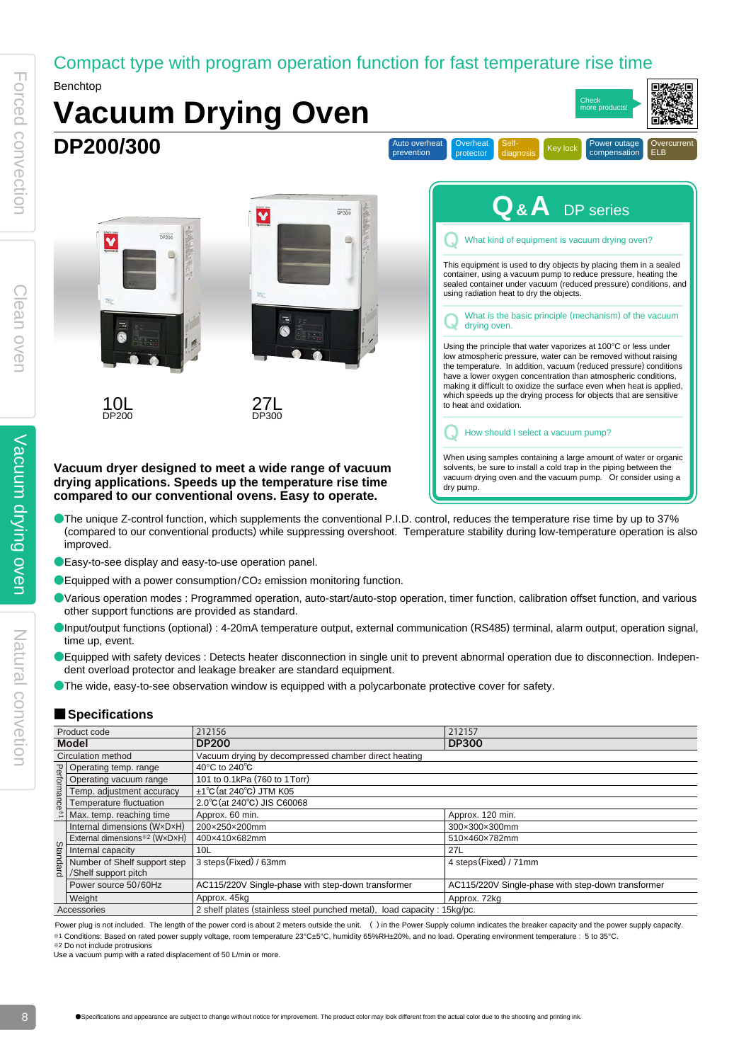Compact type with program operation function for fast temperature rise time

Benchtop

# Vacuum Drying Oven

## DP200/300

Auto overheat prevention | Overheat protector | Self-diagnosis | Key lock | Power outage compensation | Overcurrent ELB

10L
DP200

27L
DP300

**Vacuum dryer designed to meet a wide range of vacuum drying applications. Speeds up the temperature rise time compared to our conventional ovens. Easy to operate.**

### Q&A DP series

**Q What kind of equipment is vacuum drying oven?**

This equipment is used to dry objects by placing them in a sealed container, using a vacuum pump to reduce pressure, heating the sealed container under vacuum (reduced pressure) conditions, and using radiation heat to dry the objects.

**Q What is the basic principle (mechanism) of the vacuum drying oven.**

Using the principle that water vaporizes at 100°C or less under low atmospheric pressure, water can be removed without raising the temperature. In addition, vacuum (reduced pressure) conditions have a lower oxygen concentration than atmospheric conditions, making it difficult to oxidize the surface even when heat is applied, which speeds up the drying process for objects that are sensitive to heat and oxidation.

**Q How should I select a vacuum pump?**

When using samples containing a large amount of water or organic solvents, be sure to install a cold trap in the piping between the vacuum drying oven and the vacuum pump. Or consider using a dry pump.

- The unique Z-control function, which supplements the conventional P.I.D. control, reduces the temperature rise time by up to 37% (compared to our conventional products) while suppressing overshoot. Temperature stability during low-temperature operation is also improved.
- Easy-to-see display and easy-to-use operation panel.
- Equipped with a power consumption/$CO_2$ emission monitoring function.
- Various operation modes : Programmed operation, auto-start/auto-stop operation, timer function, calibration offset function, and various other support functions are provided as standard.
- Input/output functions (optional) : 4-20mA temperature output, external communication (RS485) terminal, alarm output, operation signal, time up, event.
- Equipped with safety devices : Detects heater disconnection in single unit to prevent abnormal operation due to disconnection. Independent overload protector and leakage breaker are standard equipment.
- The wide, easy-to-see observation window is equipped with a polycarbonate protective cover for safety.

## Specifications

| | Product code | 212156 | 212157 |
|---|---|---|---|
| | **Model** | **DP200** | **DP300** |
| | Circulation method | Vacuum drying by decompressed chamber direct heating | |
| Performance※1 | Operating temp. range | 40°C to 240℃ | |
| | Operating vacuum range | 101 to 0.1kPa (760 to 1 Torr) | |
| | Temp. adjustment accuracy | ±1℃ (at 240℃) JTM K05 | |
| | Temperature fluctuation | 2.0℃ (at 240℃) JIS C60068 | |
| | Max. temp. reaching time | Approx. 60 min. | Approx. 120 min. |
| Standard | Internal dimensions (W×D×H) | 200×250×200mm | 300×300×300mm |
| | External dimensions※2 (W×D×H) | 400×410×682mm | 510×460×782mm |
| | Internal capacity | 10L | 27L |
| | Number of Shelf support step /Shelf support pitch | 3 steps (Fixed) / 63mm | 4 steps (Fixed) / 71mm |
| | Power source 50/60Hz | AC115/220V Single-phase with step-down transformer | AC115/220V Single-phase with step-down transformer |
| | Weight | Approx. 45kg | Approx. 72kg |
| | Accessories | 2 shelf plates (stainless steel punched metal), load capacity : 15kg/pc. | |

Power plug is not included. The length of the power cord is about 2 meters outside the unit. ( ) in the Power Supply column indicates the breaker capacity and the power supply capacity.
※1 Conditions: Based on rated power supply voltage, room temperature 23°C±5°C, humidity 65%RH±20%, and no load. Operating environment temperature : 5 to 35°C.
※2 Do not include protrusions
Use a vacuum pump with a rated displacement of 50 L/min or more.

●Specifications and appearance are subject to change without notice for improvement. The product color may look different from the actual color due to the shooting and printing ink.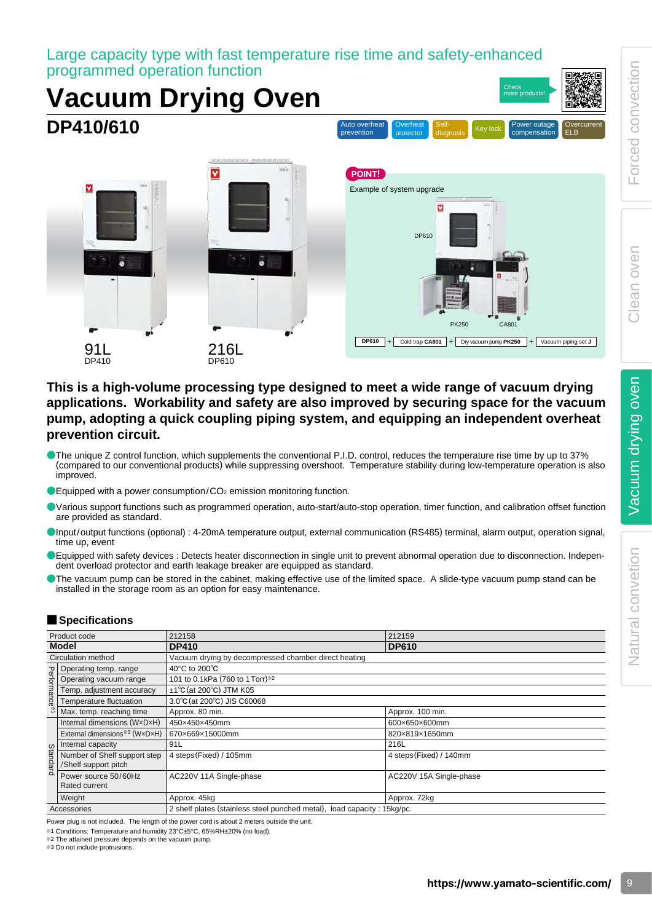Large capacity type with fast temperature rise time and safety-enhanced programmed operation function

# Vacuum Drying Oven

## DP410/610

Auto overheat prevention | Overheat protector | Self-diagnosis | Key lock | Power outage compensation | Overcurrent ELB

Check more products!

91L
DP410

216L
DP610

POINT!

Example of system upgrade

DP610

PK250 CA801

DP610 + Cold trap CA801 + Dry vacuum pump PK250 + Vacuum piping set J

**This is a high-volume processing type designed to meet a wide range of vacuum drying applications. Workability and safety are also improved by securing space for the vacuum pump, adopting a quick coupling piping system, and equipping an independent overheat prevention circuit.**

- The unique Z control function, which supplements the conventional P.I.D. control, reduces the temperature rise time by up to 37% (compared to our conventional products) while suppressing overshoot. Temperature stability during low-temperature operation is also improved.
- Equipped with a power consumption/$CO_2$ emission monitoring function.
- Various support functions such as programmed operation, auto-start/auto-stop operation, timer function, and calibration offset function are provided as standard.
- Input/output functions (optional) : 4-20mA temperature output, external communication (RS485) terminal, alarm output, operation signal, time up, event
- Equipped with safety devices : Detects heater disconnection in single unit to prevent abnormal operation due to disconnection. Independent overload protector and earth leakage breaker are equipped as standard.
- The vacuum pump can be stored in the cabinet, making effective use of the limited space. A slide-type vacuum pump stand can be installed in the storage room as an option for easy maintenance.

### Specifications

| | | | |
|---|---|---|---|
| Product code | | 212158 | 212159 |
| **Model** | | **DP410** | **DP610** |
| Circulation method | | Vacuum drying by decompressed chamber direct heating | |
| Performance※1 | Operating temp. range | 40°C to 200℃ | |
| | Operating vacuum range | 101 to 0.1kPa (760 to 1Torr)※2 | |
| | Temp. adjustment accuracy | ±1℃(at 200℃) JTM K05 | |
| | Temperature fluctuation | 3.0℃(at 200℃) JIS C60068 | |
| | Max. temp. reaching time | Approx. 80 min. | Approx. 100 min. |
| Standard | Internal dimensions (W×D×H) | 450×450×450mm | 600×650×600mm |
| | External dimensions※3 (W×D×H) | 670×669×15000mm | 820×819×1650mm |
| | Internal capacity | 91L | 216L |
| | Number of Shelf support step /Shelf support pitch | 4 steps(Fixed) / 105mm | 4 steps(Fixed) / 140mm |
| | Power source 50/60Hz Rated current | AC220V 11A Single-phase | AC220V 15A Single-phase |
| | Weight | Approx. 45kg | Approx. 72kg |
| Accessories | | 2 shelf plates (stainless steel punched metal), load capacity : 15kg/pc. | |

Power plug is not included. The length of the power cord is about 2 meters outside the unit.
※1 Conditions: Temperature and humidity 23°C±5°C, 65%RH±20% (no load).
※2 The attained pressure depends on the vacuum pump.
※3 Do not include protrusions.

https://www.yamato-scientific.com/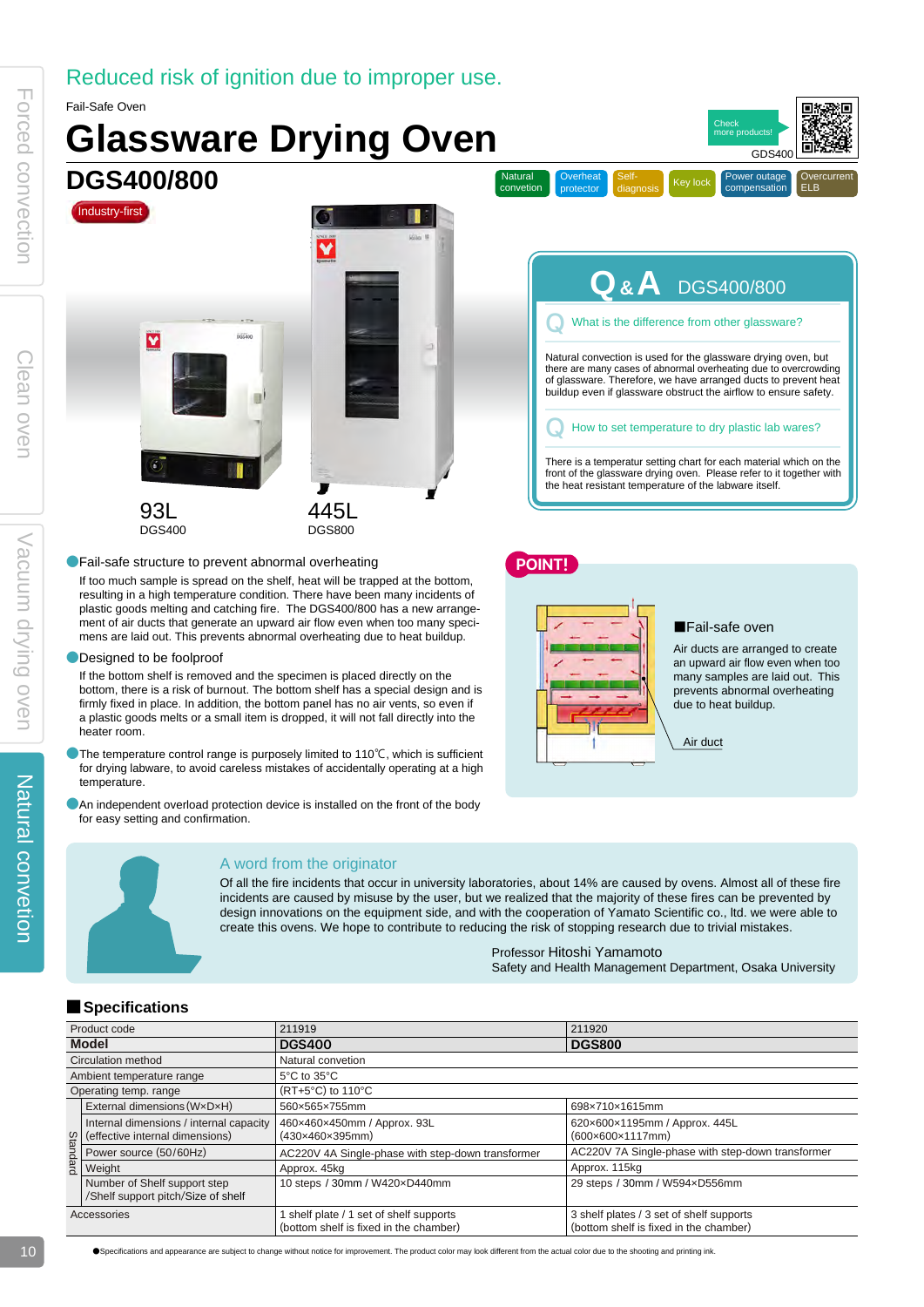Reduced risk of ignition due to improper use.

Fail-Safe Oven

# Glassware Drying Oven

## DGS400/800

Check more products!

GDS400

Natural convetion | Overheat protector | Self-diagnosis | Key lock | Power outage compensation | Overcurrent ELB

Industry-first

93L
DGS400

445L
DGS800

### Q & A DGS400/800

**Q** What is the difference from other glassware?

Natural convection is used for the glassware drying oven, but there are many cases of abnormal overheating due to overcrowding of glassware. Therefore, we have arranged ducts to prevent heat buildup even if glassware obstruct the airflow to ensure safety.

**Q** How to set temperature to dry plastic lab wares?

There is a temperatur setting chart for each material which on the front of the glassware drying oven. Please refer to it together with the heat resistant temperature of the labware itself.

- **Fail-safe structure to prevent abnormal overheating**
  If too much sample is spread on the shelf, heat will be trapped at the bottom, resulting in a high temperature condition. There have been many incidents of plastic goods melting and catching fire. The DGS400/800 has a new arrangement of air ducts that generate an upward air flow even when too many specimens are laid out. This prevents abnormal overheating due to heat buildup.
- **Designed to be foolproof**
  If the bottom shelf is removed and the specimen is placed directly on the bottom, there is a risk of burnout. The bottom shelf has a special design and is firmly fixed in place. In addition, the bottom panel has no air vents, so even if a plastic goods melts or a small item is dropped, it will not fall directly into the heater room.
- The temperature control range is purposely limited to 110℃, which is sufficient for drying labware, to avoid careless mistakes of accidentally operating at a high temperature.
- An independent overload protection device is installed on the front of the body for easy setting and confirmation.

**POINT!**

■Fail-safe oven

Air ducts are arranged to create an upward air flow even when too many samples are laid out. This prevents abnormal overheating due to heat buildup.

Air duct

### A word from the originator

Of all the fire incidents that occur in university laboratories, about 14% are caused by ovens. Almost all of these fire incidents are caused by misuse by the user, but we realized that the majority of these fires can be prevented by design innovations on the equipment side, and with the cooperation of Yamato Scientific co., ltd. we were able to create this ovens. We hope to contribute to reducing the risk of stopping research due to trivial mistakes.

Professor Hitoshi Yamamoto
Safety and Health Management Department, Osaka University

### ■Specifications

| Product code | | 211919 | 211920 |
|---|---|---|---|
| **Model** | | **DGS400** | **DGS800** |
| Circulation method | | Natural convetion | |
| Ambient temperature range | | 5°C to 35°C | |
| Operating temp. range | | (RT+5°C) to 110°C | |
| Standard | External dimensions (W×D×H) | 560×565×755mm | 698×710×1615mm |
| | Internal dimensions / internal capacity (effective internal dimensions) | 460×460×450mm / Approx. 93L (430×460×395mm) | 620×600×1195mm / Approx. 445L (600×600×1117mm) |
| | Power source (50/60Hz) | AC220V 4A Single-phase with step-down transformer | AC220V 7A Single-phase with step-down transformer |
| | Weight | Approx. 45kg | Approx. 115kg |
| | Number of Shelf support step /Shelf support pitch/Size of shelf | 10 steps / 30mm / W420×D440mm | 29 steps / 30mm / W594×D556mm |
| Accessories | | 1 shelf plate / 1 set of shelf supports (bottom shelf is fixed in the chamber) | 3 shelf plates / 3 set of shelf supports (bottom shelf is fixed in the chamber) |

●Specifications and appearance are subject to change without notice for improvement. The product color may look different from the actual color due to the shooting and printing ink.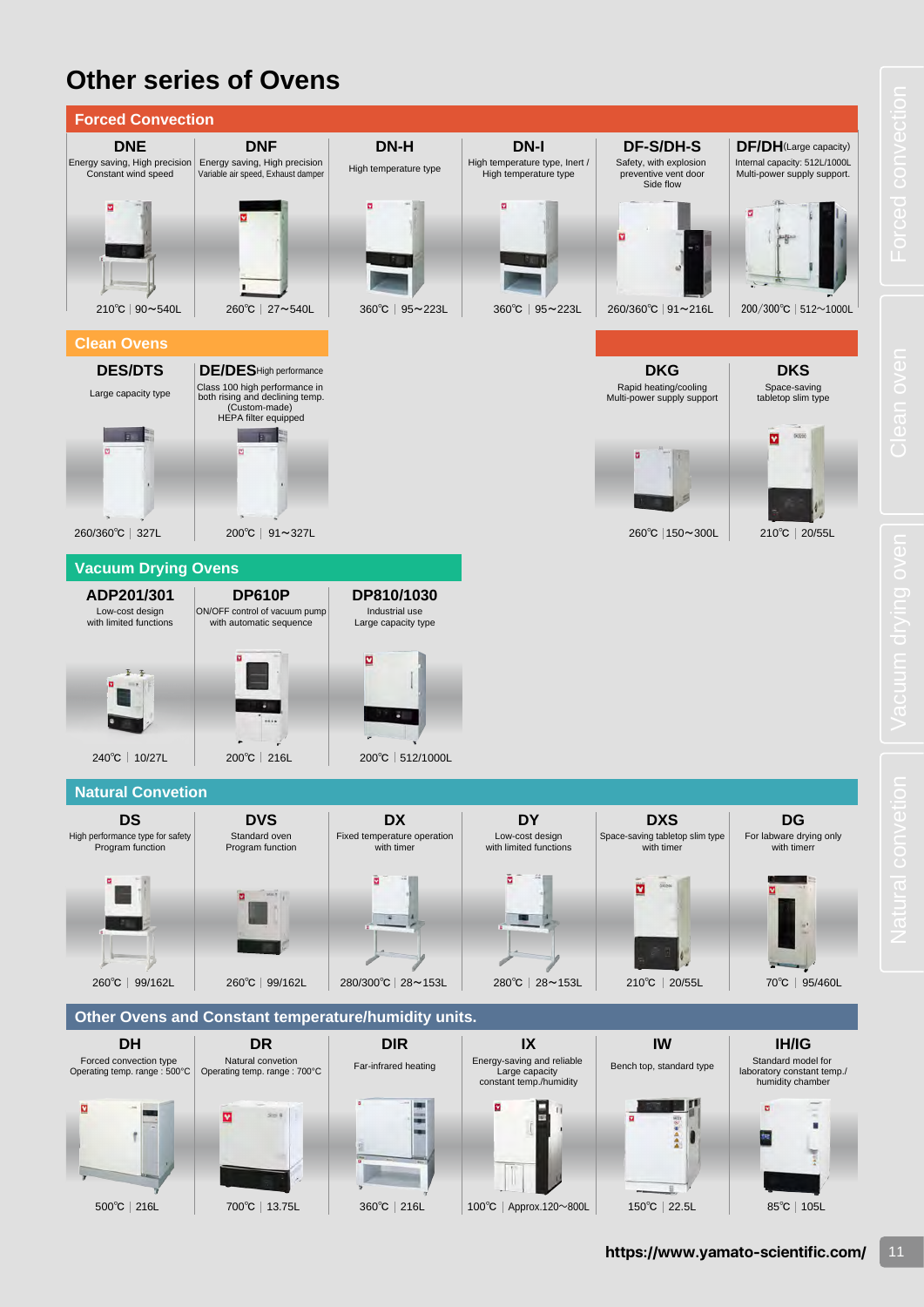# Other series of Ovens

## Forced Convection

| DNE | DNF | DN-H | DN-I | DF-S/DH-S | DF/DH (Large capacity) |
|---|---|---|---|---|---|
| Energy saving, High precision Constant wind speed | Energy saving, High precision Variable air speed, Exhaust damper | High temperature type | High temperature type, Inert / High temperature type | Safety, with explosion preventive vent door Side flow | Internal capacity: 512L/1000L Multi-power supply support. |
| 210℃ │ 90～540L | 260℃ │ 27～540L | 360℃ │ 95～223L | 360℃ │ 95～223L | 260/360℃ │ 91～216L | 200/300℃ │ 512～1000L |

| DKG | DKS |
|---|---|
| Rapid heating/cooling Multi-power supply support | Space-saving tabletop slim type |
| 260℃ │150～300L | 210℃ │ 20/55L |

## Clean Ovens

| DES/DTS | DE/DES High performance |
|---|---|
| Large capacity type | Class 100 high performance in both rising and declining temp. (Custom-made) HEPA filter equipped |
| 260/360℃ │ 327L | 200℃ │ 91～327L |

## Vacuum Drying Ovens

| ADP201/301 | DP610P | DP810/1030 |
|---|---|---|
| Low-cost design with limited functions | ON/OFF control of vacuum pump with automatic sequence | Industrial use Large capacity type |
| 240℃ │ 10/27L | 200℃ │ 216L | 200℃ │ 512/1000L |

## Natural Convection

| DS | DVS | DX | DY | DXS | DG |
|---|---|---|---|---|---|
| High performance type for safety Program function | Standard oven Program function | Fixed temperature operation with timer | Low-cost design with limited functions | Space-saving tabletop slim type with timer | For labware drying only with timerr |
| 260℃ │ 99/162L | 260℃ │ 99/162L | 280/300℃ │ 28～153L | 280℃ │ 28～153L | 210℃ │ 20/55L | 70℃ │ 95/460L |

## Other Ovens and Constant temperature/humidity units.

| DH | DR | DIR | IX | IW | IH/IG |
|---|---|---|---|---|---|
| Forced convection type Operating temp. range : 500℃ | Natural convetion Operating temp. range : 700℃ | Far-infrared heating | Energy-saving and reliable Large capacity constant temp./humidity | Bench top, standard type | Standard model for laboratory constant temp./ humidity chamber |
| 500℃ │ 216L | 700℃ │ 13.75L | 360℃ │ 216L | 100℃ │ Approx.120～800L | 150℃ │ 22.5L | 85℃ │ 105L |

https://www.yamato-scientific.com/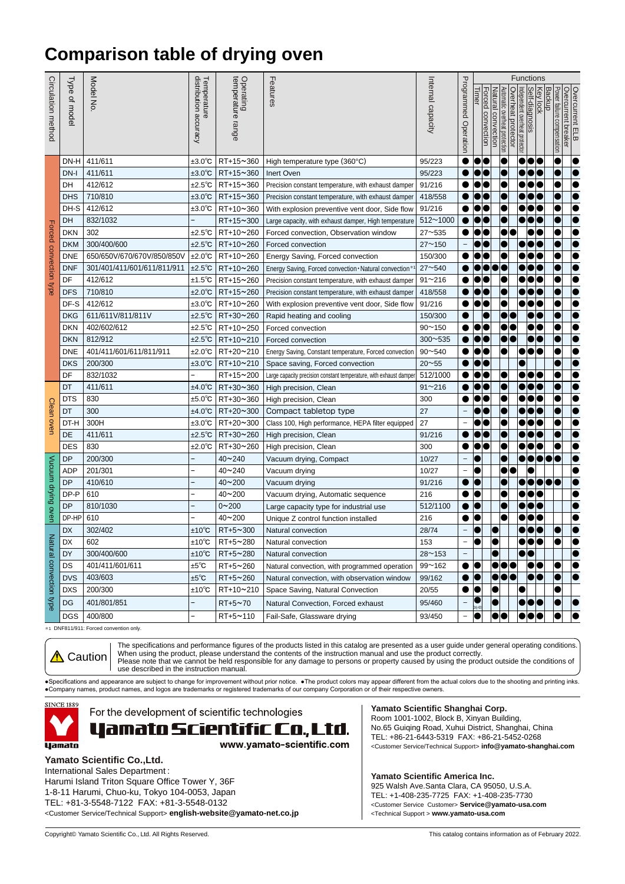# Comparison table of drying oven

| Circulation method | Type of model | Model No. | Temperature distribution accuracy | Operating temperature range | Features | Internal capacity | Programmed Operation | Functions: Timer | Forced convection | Natural convection | Automatic overheat protection | Overheat protector | Independent overheat protector | Self-diagnosis | Key lock | Backup | Power failure compensation | Overcurrent breaker | Overcurrent ELB |
|---|---|---|---|---|---|---|---|---|---|---|---|---|---|---|---|---|---|---|---|
| Forced convection type | DN-H | 411/611 | ±3.0℃ | RT+15~360 | High temperature type (360°C) | 95/223 | ● | ● | ● | | ● | | ● | ● | ● | | ● | | ● |
| | DN-I | 411/611 | ±3.0℃ | RT+15~360 | Inert Oven | 95/223 | ● | ● | ● | | ● | | ● | ● | ● | | ● | | ● |
| | DH | 412/612 | ±2.5℃ | RT+15~360 | Precision constant temperature, with exhaust damper | 91/216 | ● | ● | ● | | ● | | ● | ● | ● | | ● | | ● |
| | DHS | 710/810 | ±3.0℃ | RT+15~360 | Precision constant temperature, with exhaust damper | 418/558 | ● | ● | ● | | ● | | ● | ● | ● | | ● | | ● |
| | DH-S | 412/612 | ±3.0℃ | RT+10~360 | With explosion preventive vent door, Side flow | 91/216 | ● | ● | ● | | ● | | ● | ● | ● | | ● | | ● |
| | DH | 832/1032 | – | RT+15~300 | Large capacity, with exhaust damper, High temperature | 512~1000 | ● | ● | ● | | ● | | ● | ● | ● | | ● | | ● |
| | DKN | 302 | ±2.5℃ | RT+10~260 | Forced convection, Observation window | 27~535 | ● | ● | ● | | ● | ● | | ● | ● | | ● | | ● |
| | DKM | 300/400/600 | ±2.5℃ | RT+10~260 | Forced convection | 27~150 | – | ● | ● | | ● | | ● | ● | ● | | ● | | ● |
| | DNE | 650/650V/670/670V/850/850V | ±2.0℃ | RT+10~260 | Energy Saving, Forced convection | 150/300 | ● | ● | ● | | ● | | ● | ● | ● | | ● | | ● |
| | DNF | 301/401/411/601/611/811/911 | ±2.5℃ | RT+10~260 | Energy Saving, Forced convection・Natural convection*1 | 27~540 | ● | ● | ● | ● | ● | | ● | ● | ● | | ● | | ● |
| | DF | 412/612 | ±1.5℃ | RT+15~260 | Precision constant temperature, with exhaust damper | 91~216 | ● | ● | ● | | ● | | ● | ● | ● | | ● | | ● |
| | DFS | 710/810 | ±2.0℃ | RT+15~260 | Precision constant temperature, with exhaust damper | 418/558 | ● | ● | ● | | ● | | ● | ● | ● | | ● | | ● |
| | DF-S | 412/612 | ±3.0℃ | RT+10~260 | With explosion preventive vent door, Side flow | 91/216 | ● | ● | ● | | ● | | ● | ● | ● | | ● | | ● |
| | DKG | 611/611V/811/811V | ±2.5℃ | RT+30~260 | Rapid heating and cooling | 150/300 | ● | | ● | | ● | ● | | ● | ● | | ● | | ● |
| | DKN | 402/602/612 | ±2.5℃ | RT+10~250 | Forced convection | 90~150 | ● | ● | ● | | ● | ● | | ● | ● | | ● | | ● |
| | DKN | 812/912 | ±2.5℃ | RT+10~210 | Forced convection | 300~535 | ● | ● | ● | | ● | ● | | ● | ● | | ● | | ● |
| | DNE | 401/411/601/611/811/911 | ±2.0℃ | RT+20~210 | Energy Saving, Constant temperature, Forced convection | 90~540 | ● | ● | ● | | ● | | ● | ● | ● | | ● | | ● |
| | DKS | 200/300 | ±3.0℃ | RT+10~210 | Space saving, Forced convection | 20~55 | ● | ● | ● | | | | ● | | | | ● | | ● |
| | DF | 832/1032 | – | RT+15~200 | Large capacity precision constant temperature, with exhaust damper | 512/1000 | ● | ● | ● | | ● | | ● | ● | ● | | ● | | ● |
| Clean oven | DT | 411/611 | ±4.0℃ | RT+30~360 | High precision, Clean | 91~216 | ● | ● | ● | | ● | | ● | ● | ● | | ● | | ● |
| | DTS | 830 | ±5.0℃ | RT+30~360 | High precision, Clean | 300 | ● | ● | ● | | ● | | ● | ● | ● | | ● | | ● |
| | DT | 300 | ±4.0℃ | RT+20~300 | Compact tabletop type | 27 | – | ● | ● | | ● | | ● | ● | ● | | ● | | ● |
| | DT-H | 300H | ±3.0℃ | RT+20~300 | Class 100, High performance, HEPA filter equipped | 27 | – | ● | ● | | ● | | ● | ● | ● | | ● | | ● |
| | DE | 411/611 | ±2.5℃ | RT+30~260 | High precision, Clean | 91/216 | ● | ● | ● | | ● | | ● | ● | ● | | ● | | ● |
| | DES | 830 | ±2.0℃ | RT+30~260 | High precision, Clean | 300 | ● | ● | ● | | ● | | ● | ● | ● | | ● | | ● |
| Vacuum drying oven | DP | 200/300 | – | 40~240 | Vacuum drying, Compact | 10/27 | – | ● | | | ● | | ● | ● | ● | ● | ● | ● | ● |
| | ADP | 201/301 | – | 40~240 | Vacuum drying | 10/27 | – | ● | | | ● | ● | | ● | | | | | ● |
| | DP | 410/610 | – | 40~200 | Vacuum drying | 91/216 | ● | ● | | | ● | | ● | ● | ● | ● | ● | ● | ● |
| | DP-P | 610 | – | 40~200 | Vacuum drying, Automatic sequence | 216 | ● | ● | | | ● | | ● | ● | ● | | | | ● |
| | DP | 810/1030 | – | 0~200 | Large capacity type for industrial use | 512/1100 | ● | ● | | | ● | | ● | ● | ● | | | | ● |
| | DP-HP | 610 | – | 40~200 | Unique Z control function installed | 216 | ● | ● | | | ● | | ● | ● | ● | | | | ● |
| Natural convection type | DX | 302/402 | ±10℃ | RT+5~300 | Natural convection | 28/74 | – | ● | | ● | | | ● | ● | ● | | ● | | ● |
| | DX | 602 | ±10℃ | RT+5~280 | Natural convection | 153 | – | ● | | ● | | | ● | ● | ● | | ● | | ● |
| | DY | 300/400/600 | ±10℃ | RT+5~280 | Natural convection | 28~153 | – | | | ● | | | ● | ● | | | | | ● |
| | DS | 401/411/601/611 | ±5℃ | RT+5~260 | Natural convection, with programmed operation | 99~162 | ● | ● | | ● | ● | ● | | ● | ● | | ● | | ● |
| | DVS | 403/603 | ±5℃ | RT+5~260 | Natural convection, with observation window | 99/162 | ● | ● | | ● | ● | ● | | ● | ● | | ● | | ● |
| | DXS | 200/300 | ±10℃ | RT+10~210 | Space Saving, Natural Convection | 20/55 | ● | ● | | ● | | | ● | | | | ● | | |
| | DG | 401/801/851 | – | RT+5~70 | Natural Convection, Forced exhaust | 95/460 | – | ● (Only 401) | | ● | | | ● | ● | ● | | ● | | ● |
| | DGS | 400/800 | – | RT+5~110 | Fail-Safe, Glassware drying | 93/450 | – | ● | | ● | ● | | ● | ● | ● | | ● | | ● |

*1 DNF811/911: Forced convection only.

⚠ Caution: The specifications and performance figures of the products listed in this catalog are presented as a user guide under general operating conditions. When using the product, please understand the contents of the instruction manual and use the product correctly. Please note that we cannot be held responsible for any damage to persons or property caused by using the product outside the conditions of use described in the instruction manual.

- Specifications and appearance are subject to change for improvement without prior notice.
- The product colors may appear different from the actual colors due to the shooting and printing inks.
- Company names, product names, and logos are trademarks or registered trademarks of our company Corporation or of their respective owners.

SINCE 1889

For the development of scientific technologies

**Yamato Scientific Co., Ltd.**

www.yamato-scientific.com

**Yamato Scientific Co.,Ltd.**
International Sales Department :
Harumi Island Triton Square Office Tower Y, 36F
1-8-11 Harumi, Chuo-ku, Tokyo 104-0053, Japan
TEL: +81-3-5548-7122 FAX: +81-3-5548-0132
<Customer Service/Technical Support> **english-website@yamato-net.co.jp**

**Yamato Scientific Shanghai Corp.**
Room 1001-1002, Block B, Xinyan Building,
No.65 Guiqing Road, Xuhui District, Shanghai, China
TEL: +86-21-6443-5319 FAX: +86-21-5452-0268
<Customer Service/Technical Support> **info@yamato-shanghai.com**

**Yamato Scientific America Inc.**
925 Walsh Ave.Santa Clara, CA 95050, U.S.A.
TEL: +1-408-235-7725 FAX: +1-408-235-7730
<Customer Service Customer> **Service@yamato-usa.com**
<Technical Support > **www.yamato-usa.com**

Copyright© Yamato Scientific Co., Ltd. All Rights Reserved.

This catalog contains information as of February 2022.